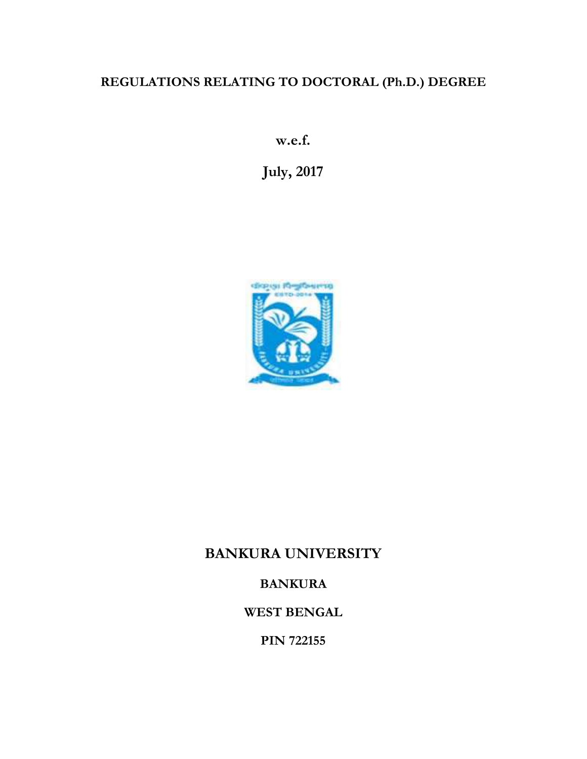# REGULATIONS RELATING TO DOCTORAL (Ph.D.) DEGREE

**w.e.f.**

**July, 2017**

## BANKURA UNIVERSITY

**BANKURA**

**WEST BENGAL**

**PIN 722155**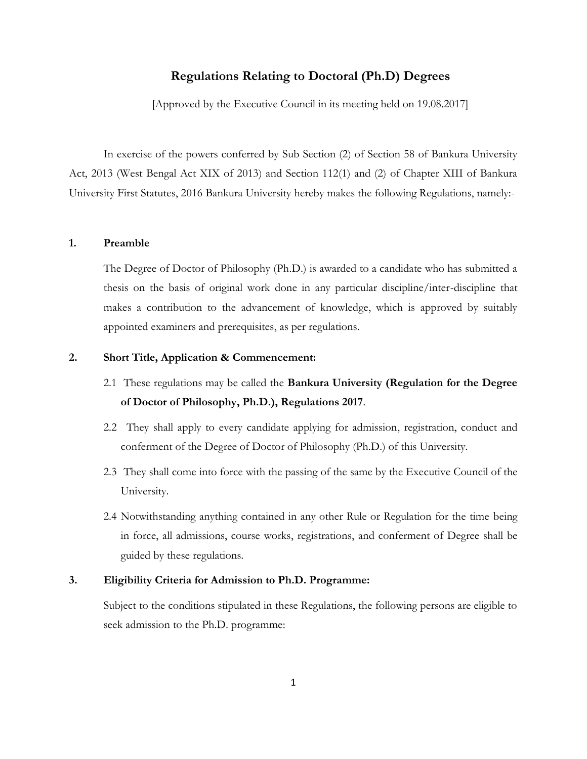# Regulations Relating to Doctoral (Ph.D) Degrees

[Approved by the Executive Council in its meeting held on 19.08.2017]

In exercise of the powers conferred by Sub Section (2) of Section 58 of Bankura University Act, 2013 (West Bengal Act XIX of 2013) and Section 112(1) and (2) of Chapter XIII of Bankura University First Statutes, 2016 Bankura University hereby makes the following Regulations, namely:-

## 1. Preamble

The Degree of Doctor of Philosophy (Ph.D.) is awarded to a candidate who has submitted a thesis on the basis of original work done in any particular discipline/inter-discipline that makes a contribution to the advancement of knowledge, which is approved by suitably appointed examiners and prerequisites, as per regulations.

## 2. Short Title, Application & Commencement:

2.1 These regulations may be called the **Bankura University (Regulation for the Degree of Doctor of Philosophy, Ph.D.), Regulations 2017**.

2.2 They shall apply to every candidate applying for admission, registration, conduct and conferment of the Degree of Doctor of Philosophy (Ph.D.) of this University.

2.3 They shall come into force with the passing of the same by the Executive Council of the University.

2.4 Notwithstanding anything contained in any other Rule or Regulation for the time being in force, all admissions, course works, registrations, and conferment of Degree shall be guided by these regulations.

## 3. Eligibility Criteria for Admission to Ph.D. Programme:

Subject to the conditions stipulated in these Regulations, the following persons are eligible to seek admission to the Ph.D. programme: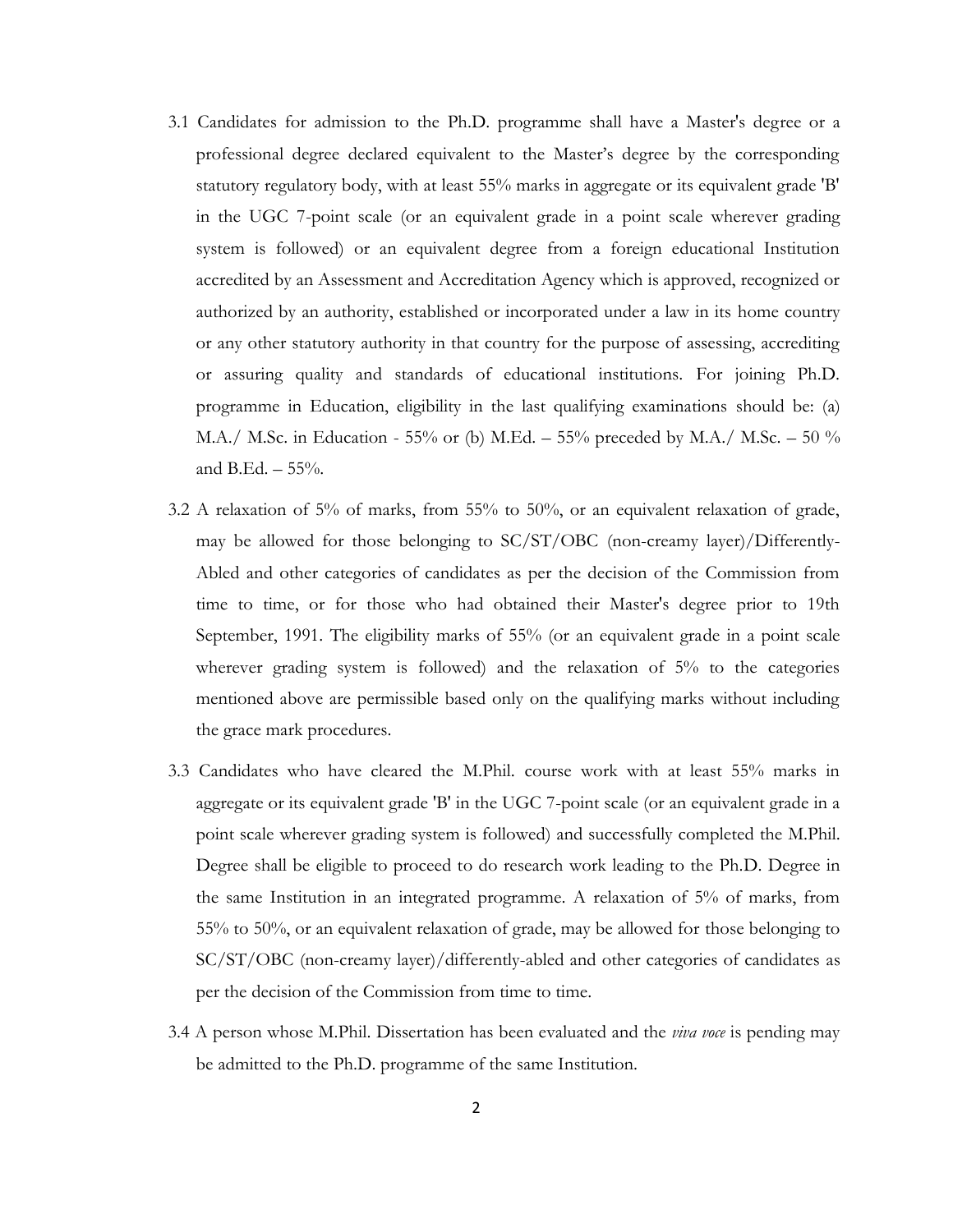3.1 Candidates for admission to the Ph.D. programme shall have a Master's degree or a professional degree declared equivalent to the Master’s degree by the corresponding statutory regulatory body, with at least 55% marks in aggregate or its equivalent grade 'B' in the UGC 7-point scale (or an equivalent grade in a point scale wherever grading system is followed) or an equivalent degree from a foreign educational Institution accredited by an Assessment and Accreditation Agency which is approved, recognized or authorized by an authority, established or incorporated under a law in its home country or any other statutory authority in that country for the purpose of assessing, accrediting or assuring quality and standards of educational institutions. For joining Ph.D. programme in Education, eligibility in the last qualifying examinations should be: (a) M.A./ M.Sc. in Education - 55% or (b) M.Ed. – 55% preceded by M.A./ M.Sc. – 50 % and B.Ed. – 55%.

3.2 A relaxation of 5% of marks, from 55% to 50%, or an equivalent relaxation of grade, may be allowed for those belonging to SC/ST/OBC (non-creamy layer)/Differently-Abled and other categories of candidates as per the decision of the Commission from time to time, or for those who had obtained their Master's degree prior to 19th September, 1991. The eligibility marks of 55% (or an equivalent grade in a point scale wherever grading system is followed) and the relaxation of 5% to the categories mentioned above are permissible based only on the qualifying marks without including the grace mark procedures.

3.3 Candidates who have cleared the M.Phil. course work with at least 55% marks in aggregate or its equivalent grade 'B' in the UGC 7-point scale (or an equivalent grade in a point scale wherever grading system is followed) and successfully completed the M.Phil. Degree shall be eligible to proceed to do research work leading to the Ph.D. Degree in the same Institution in an integrated programme. A relaxation of 5% of marks, from 55% to 50%, or an equivalent relaxation of grade, may be allowed for those belonging to SC/ST/OBC (non-creamy layer)/differently-abled and other categories of candidates as per the decision of the Commission from time to time.

3.4 A person whose M.Phil. Dissertation has been evaluated and the *viva voce* is pending may be admitted to the Ph.D. programme of the same Institution.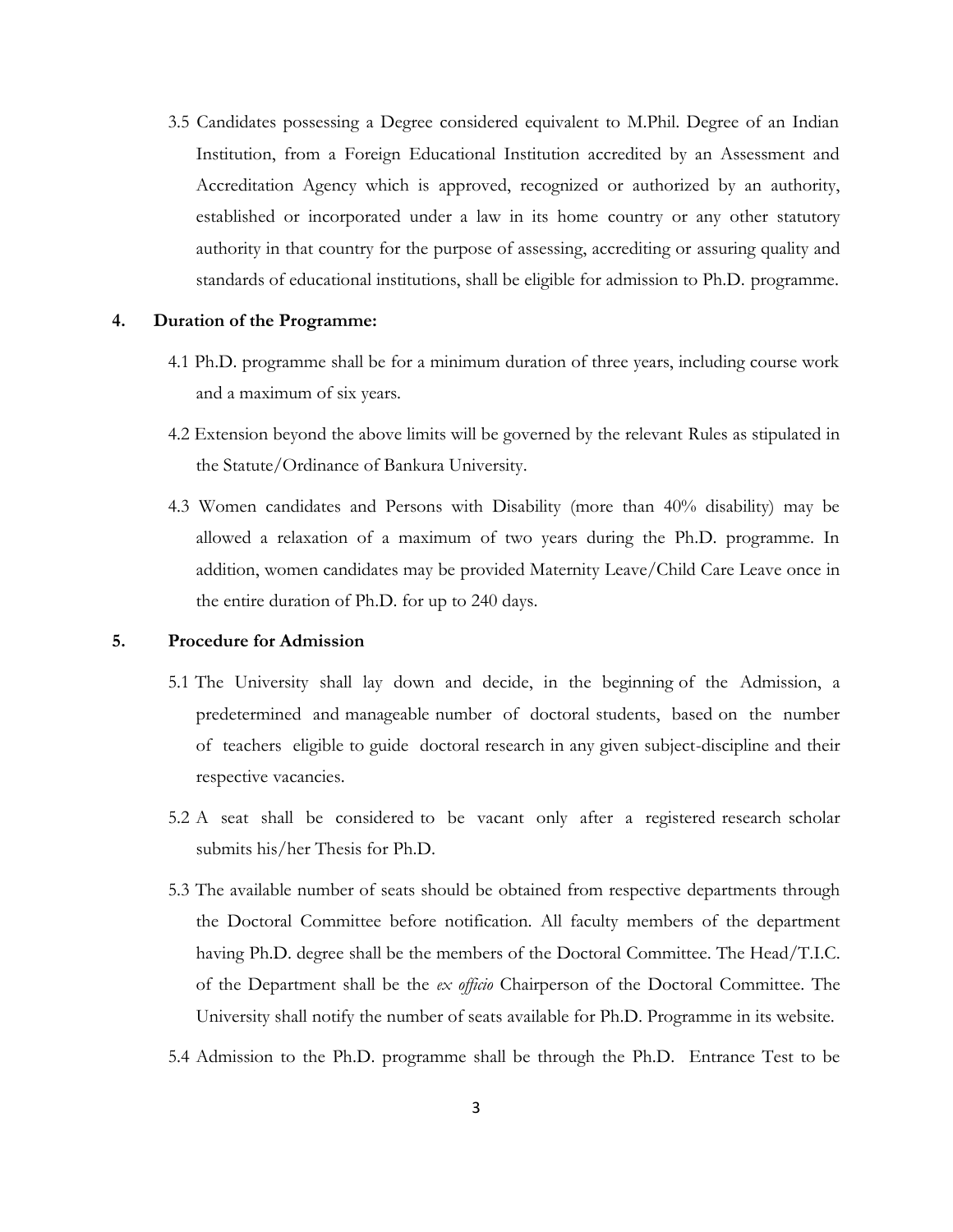3.5 Candidates possessing a Degree considered equivalent to M.Phil. Degree of an Indian Institution, from a Foreign Educational Institution accredited by an Assessment and Accreditation Agency which is approved, recognized or authorized by an authority, established or incorporated under a law in its home country or any other statutory authority in that country for the purpose of assessing, accrediting or assuring quality and standards of educational institutions, shall be eligible for admission to Ph.D. programme.

**4. Duration of the Programme:**

4.1 Ph.D. programme shall be for a minimum duration of three years, including course work and a maximum of six years.

4.2 Extension beyond the above limits will be governed by the relevant Rules as stipulated in the Statute/Ordinance of Bankura University.

4.3 Women candidates and Persons with Disability (more than 40% disability) may be allowed a relaxation of a maximum of two years during the Ph.D. programme. In addition, women candidates may be provided Maternity Leave/Child Care Leave once in the entire duration of Ph.D. for up to 240 days.

**5. Procedure for Admission**

5.1 The University shall lay down and decide, in the beginning of the Admission, a predetermined and manageable number of doctoral students, based on the number of teachers eligible to guide doctoral research in any given subject-discipline and their respective vacancies.

5.2 A seat shall be considered to be vacant only after a registered research scholar submits his/her Thesis for Ph.D.

5.3 The available number of seats should be obtained from respective departments through the Doctoral Committee before notification. All faculty members of the department having Ph.D. degree shall be the members of the Doctoral Committee. The Head/T.I.C. of the Department shall be the *ex officio* Chairperson of the Doctoral Committee. The University shall notify the number of seats available for Ph.D. Programme in its website.

5.4 Admission to the Ph.D. programme shall be through the Ph.D. Entrance Test to be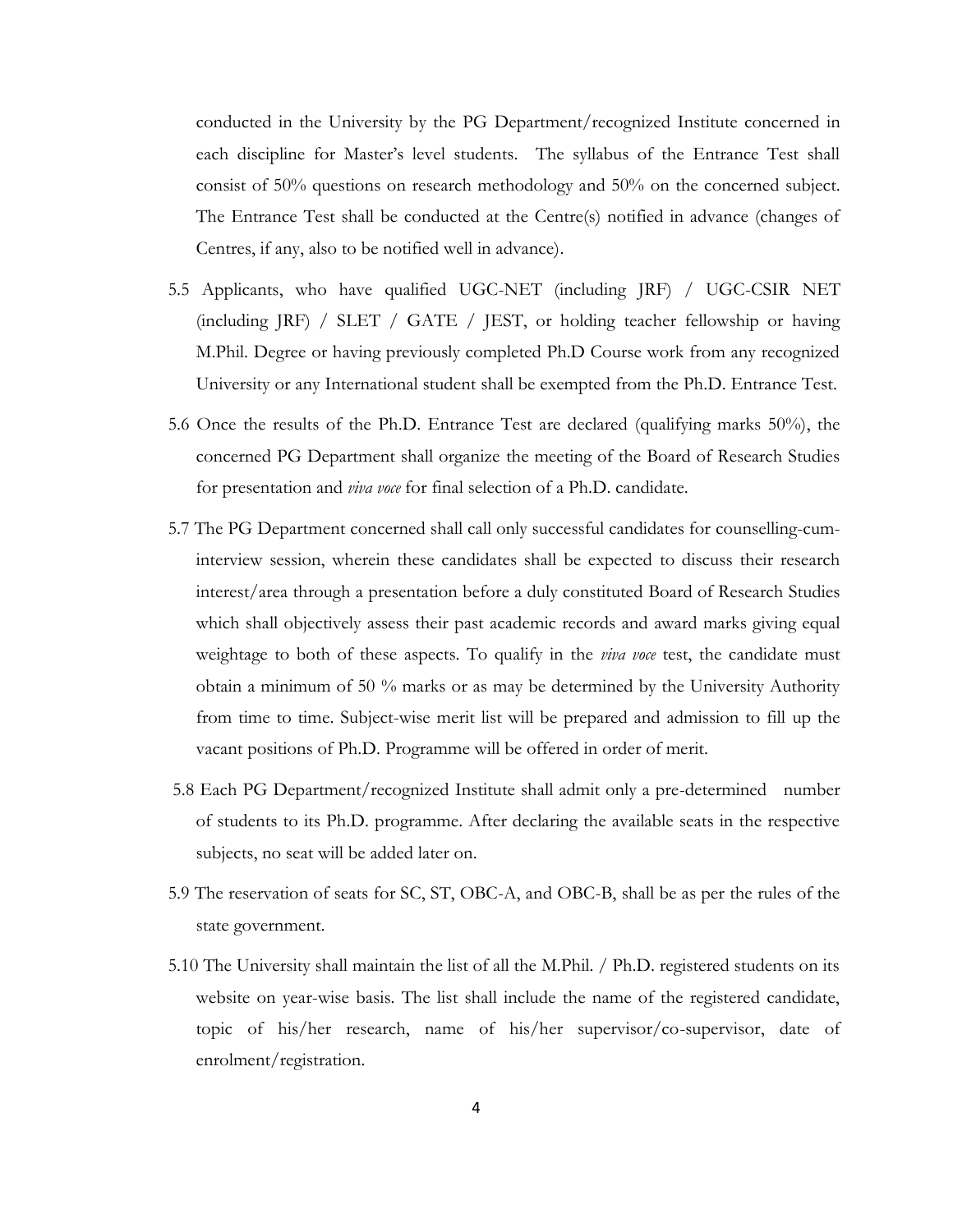conducted in the University by the PG Department/recognized Institute concerned in each discipline for Master's level students. The syllabus of the Entrance Test shall consist of 50% questions on research methodology and 50% on the concerned subject. The Entrance Test shall be conducted at the Centre(s) notified in advance (changes of Centres, if any, also to be notified well in advance).

5.5 Applicants, who have qualified UGC-NET (including JRF) / UGC-CSIR NET (including JRF) / SLET / GATE / JEST, or holding teacher fellowship or having M.Phil. Degree or having previously completed Ph.D Course work from any recognized University or any International student shall be exempted from the Ph.D. Entrance Test.

5.6 Once the results of the Ph.D. Entrance Test are declared (qualifying marks 50%), the concerned PG Department shall organize the meeting of the Board of Research Studies for presentation and *viva voce* for final selection of a Ph.D. candidate.

5.7 The PG Department concerned shall call only successful candidates for counselling-cum-interview session, wherein these candidates shall be expected to discuss their research interest/area through a presentation before a duly constituted Board of Research Studies which shall objectively assess their past academic records and award marks giving equal weightage to both of these aspects. To qualify in the *viva voce* test, the candidate must obtain a minimum of 50 % marks or as may be determined by the University Authority from time to time. Subject-wise merit list will be prepared and admission to fill up the vacant positions of Ph.D. Programme will be offered in order of merit.

5.8 Each PG Department/recognized Institute shall admit only a pre-determined number of students to its Ph.D. programme. After declaring the available seats in the respective subjects, no seat will be added later on.

5.9 The reservation of seats for SC, ST, OBC-A, and OBC-B, shall be as per the rules of the state government.

5.10 The University shall maintain the list of all the M.Phil. / Ph.D. registered students on its website on year-wise basis. The list shall include the name of the registered candidate, topic of his/her research, name of his/her supervisor/co-supervisor, date of enrolment/registration.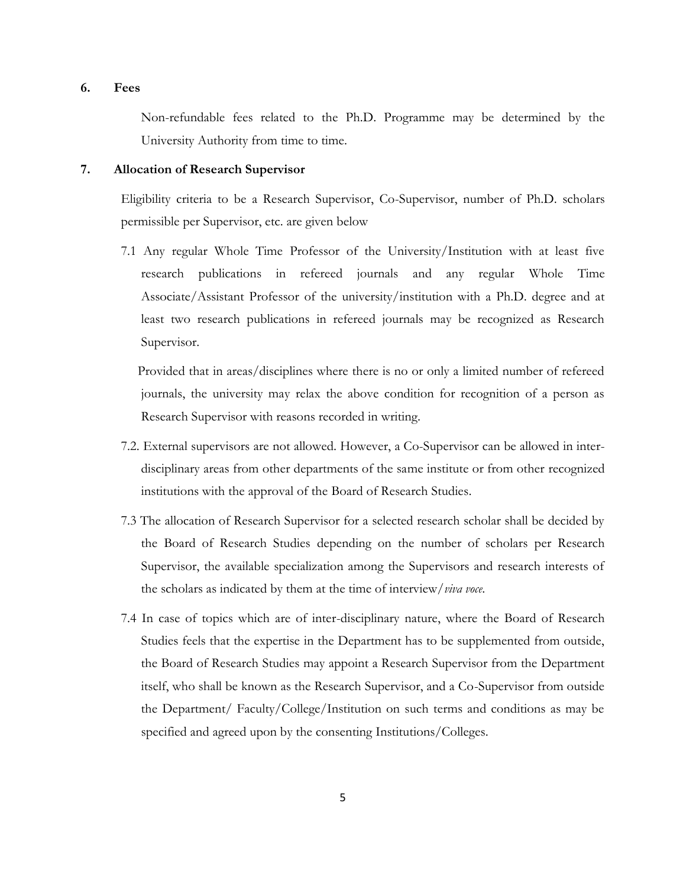## 6. Fees

Non-refundable fees related to the Ph.D. Programme may be determined by the University Authority from time to time.

## 7. Allocation of Research Supervisor

Eligibility criteria to be a Research Supervisor, Co-Supervisor, number of Ph.D. scholars permissible per Supervisor, etc. are given below

7.1 Any regular Whole Time Professor of the University/Institution with at least five research publications in refereed journals and any regular Whole Time Associate/Assistant Professor of the university/institution with a Ph.D. degree and at least two research publications in refereed journals may be recognized as Research Supervisor.

Provided that in areas/disciplines where there is no or only a limited number of refereed journals, the university may relax the above condition for recognition of a person as Research Supervisor with reasons recorded in writing.

7.2. External supervisors are not allowed. However, a Co-Supervisor can be allowed in inter-disciplinary areas from other departments of the same institute or from other recognized institutions with the approval of the Board of Research Studies.

7.3 The allocation of Research Supervisor for a selected research scholar shall be decided by the Board of Research Studies depending on the number of scholars per Research Supervisor, the available specialization among the Supervisors and research interests of the scholars as indicated by them at the time of interview/*viva voce*.

7.4 In case of topics which are of inter-disciplinary nature, where the Board of Research Studies feels that the expertise in the Department has to be supplemented from outside, the Board of Research Studies may appoint a Research Supervisor from the Department itself, who shall be known as the Research Supervisor, and a Co-Supervisor from outside the Department/ Faculty/College/Institution on such terms and conditions as may be specified and agreed upon by the consenting Institutions/Colleges.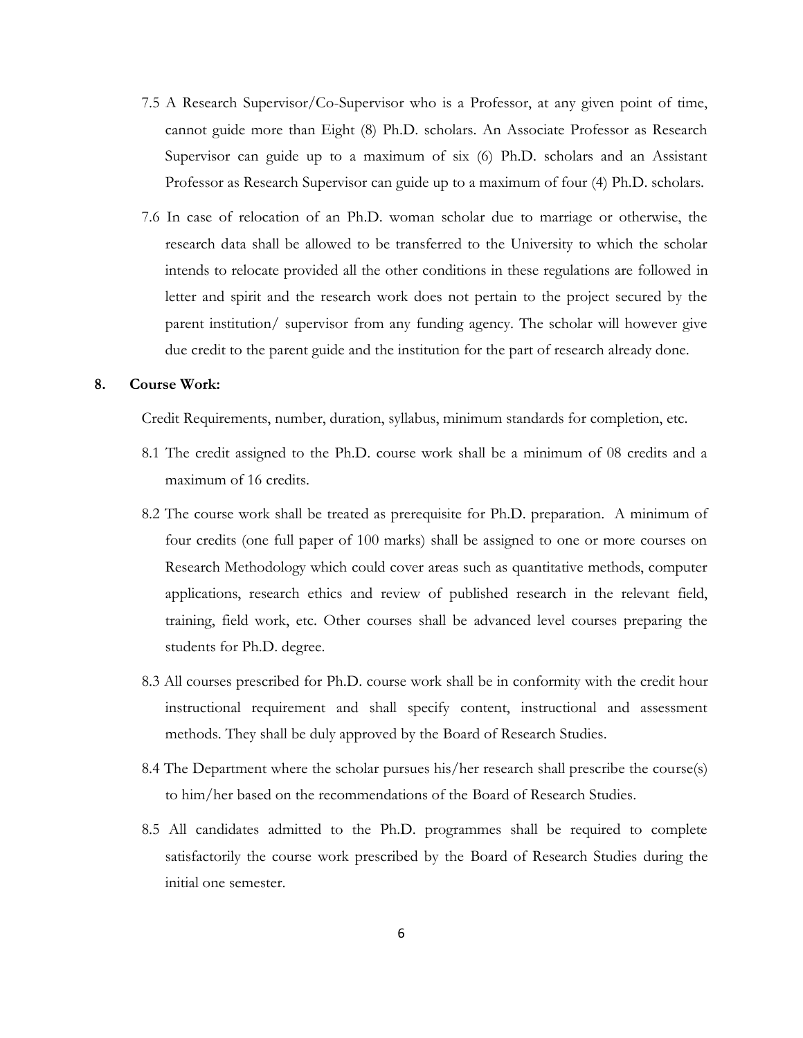7.5 A Research Supervisor/Co-Supervisor who is a Professor, at any given point of time, cannot guide more than Eight (8) Ph.D. scholars. An Associate Professor as Research Supervisor can guide up to a maximum of six (6) Ph.D. scholars and an Assistant Professor as Research Supervisor can guide up to a maximum of four (4) Ph.D. scholars.

7.6 In case of relocation of an Ph.D. woman scholar due to marriage or otherwise, the research data shall be allowed to be transferred to the University to which the scholar intends to relocate provided all the other conditions in these regulations are followed in letter and spirit and the research work does not pertain to the project secured by the parent institution/ supervisor from any funding agency. The scholar will however give due credit to the parent guide and the institution for the part of research already done.

**8. Course Work:**

Credit Requirements, number, duration, syllabus, minimum standards for completion, etc.

8.1 The credit assigned to the Ph.D. course work shall be a minimum of 08 credits and a maximum of 16 credits.

8.2 The course work shall be treated as prerequisite for Ph.D. preparation. A minimum of four credits (one full paper of 100 marks) shall be assigned to one or more courses on Research Methodology which could cover areas such as quantitative methods, computer applications, research ethics and review of published research in the relevant field, training, field work, etc. Other courses shall be advanced level courses preparing the students for Ph.D. degree.

8.3 All courses prescribed for Ph.D. course work shall be in conformity with the credit hour instructional requirement and shall specify content, instructional and assessment methods. They shall be duly approved by the Board of Research Studies.

8.4 The Department where the scholar pursues his/her research shall prescribe the course(s) to him/her based on the recommendations of the Board of Research Studies.

8.5 All candidates admitted to the Ph.D. programmes shall be required to complete satisfactorily the course work prescribed by the Board of Research Studies during the initial one semester.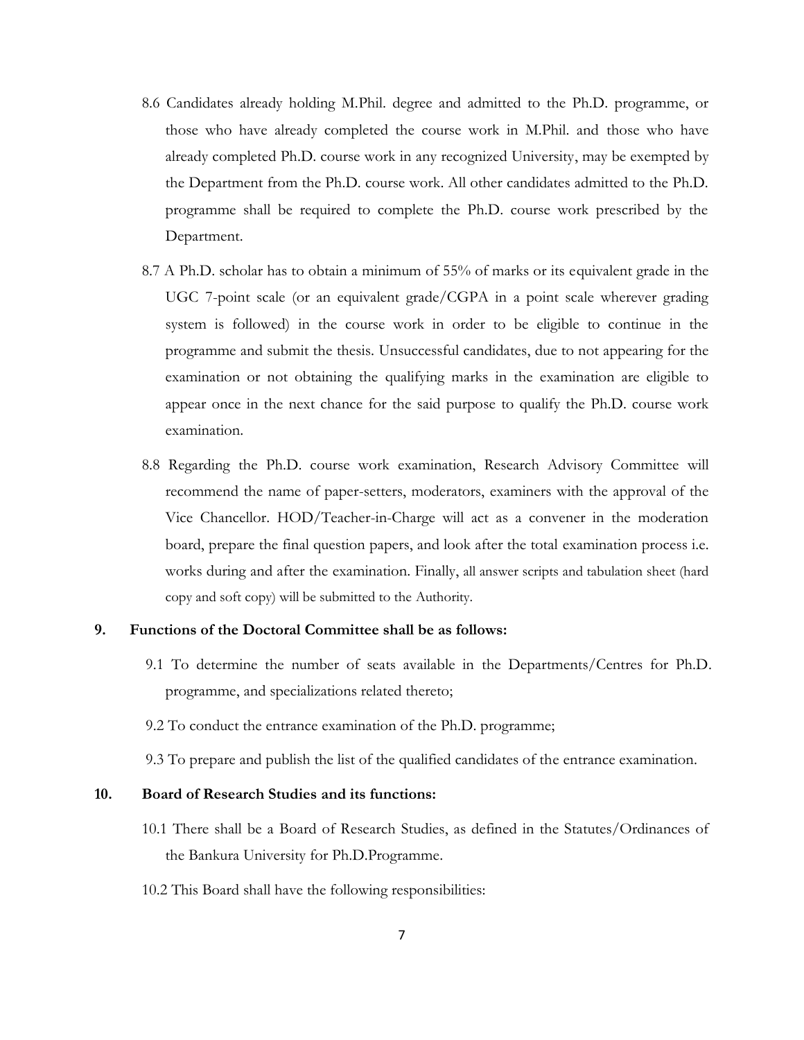8.6 Candidates already holding M.Phil. degree and admitted to the Ph.D. programme, or those who have already completed the course work in M.Phil. and those who have already completed Ph.D. course work in any recognized University, may be exempted by the Department from the Ph.D. course work. All other candidates admitted to the Ph.D. programme shall be required to complete the Ph.D. course work prescribed by the Department.

8.7 A Ph.D. scholar has to obtain a minimum of 55% of marks or its equivalent grade in the UGC 7-point scale (or an equivalent grade/CGPA in a point scale wherever grading system is followed) in the course work in order to be eligible to continue in the programme and submit the thesis. Unsuccessful candidates, due to not appearing for the examination or not obtaining the qualifying marks in the examination are eligible to appear once in the next chance for the said purpose to qualify the Ph.D. course work examination.

8.8 Regarding the Ph.D. course work examination, Research Advisory Committee will recommend the name of paper-setters, moderators, examiners with the approval of the Vice Chancellor. HOD/Teacher-in-Charge will act as a convener in the moderation board, prepare the final question papers, and look after the total examination process i.e. works during and after the examination. Finally, all answer scripts and tabulation sheet (hard copy and soft copy) will be submitted to the Authority.

**9. Functions of the Doctoral Committee shall be as follows:**

9.1 To determine the number of seats available in the Departments/Centres for Ph.D. programme, and specializations related thereto;

9.2 To conduct the entrance examination of the Ph.D. programme;

9.3 To prepare and publish the list of the qualified candidates of the entrance examination.

**10. Board of Research Studies and its functions:**

10.1 There shall be a Board of Research Studies, as defined in the Statutes/Ordinances of the Bankura University for Ph.D.Programme.

10.2 This Board shall have the following responsibilities: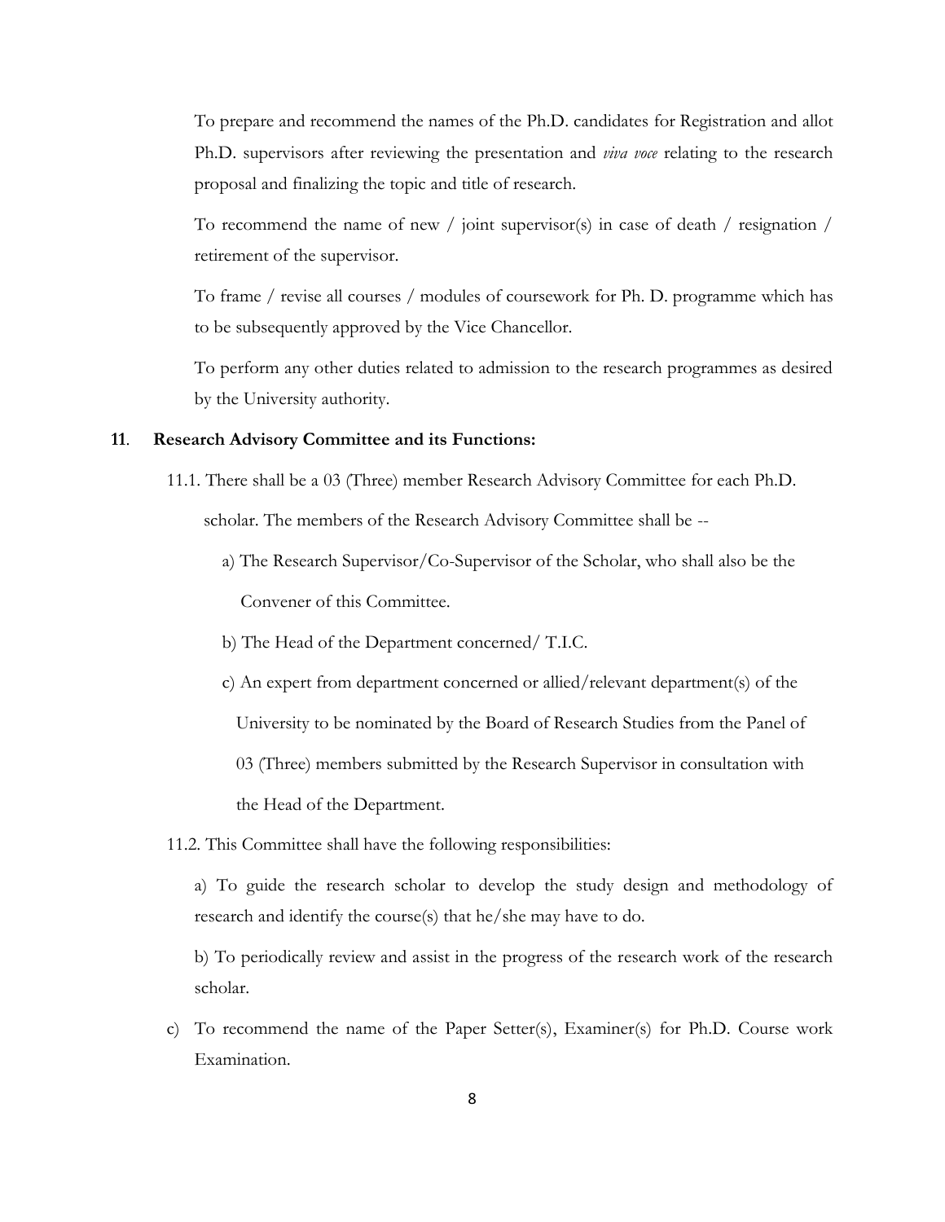To prepare and recommend the names of the Ph.D. candidates for Registration and allot Ph.D. supervisors after reviewing the presentation and *viva voce* relating to the research proposal and finalizing the topic and title of research.

To recommend the name of new / joint supervisor(s) in case of death / resignation / retirement of the supervisor.

To frame / revise all courses / modules of coursework for Ph. D. programme which has to be subsequently approved by the Vice Chancellor.

To perform any other duties related to admission to the research programmes as desired by the University authority.

**11. Research Advisory Committee and its Functions:**

11.1. There shall be a 03 (Three) member Research Advisory Committee for each Ph.D. scholar. The members of the Research Advisory Committee shall be --

a) The Research Supervisor/Co-Supervisor of the Scholar, who shall also be the Convener of this Committee.

b) The Head of the Department concerned/ T.I.C.

c) An expert from department concerned or allied/relevant department(s) of the University to be nominated by the Board of Research Studies from the Panel of 03 (Three) members submitted by the Research Supervisor in consultation with the Head of the Department.

11.2. This Committee shall have the following responsibilities:

a) To guide the research scholar to develop the study design and methodology of research and identify the course(s) that he/she may have to do.

b) To periodically review and assist in the progress of the research work of the research scholar.

c) To recommend the name of the Paper Setter(s), Examiner(s) for Ph.D. Course work Examination.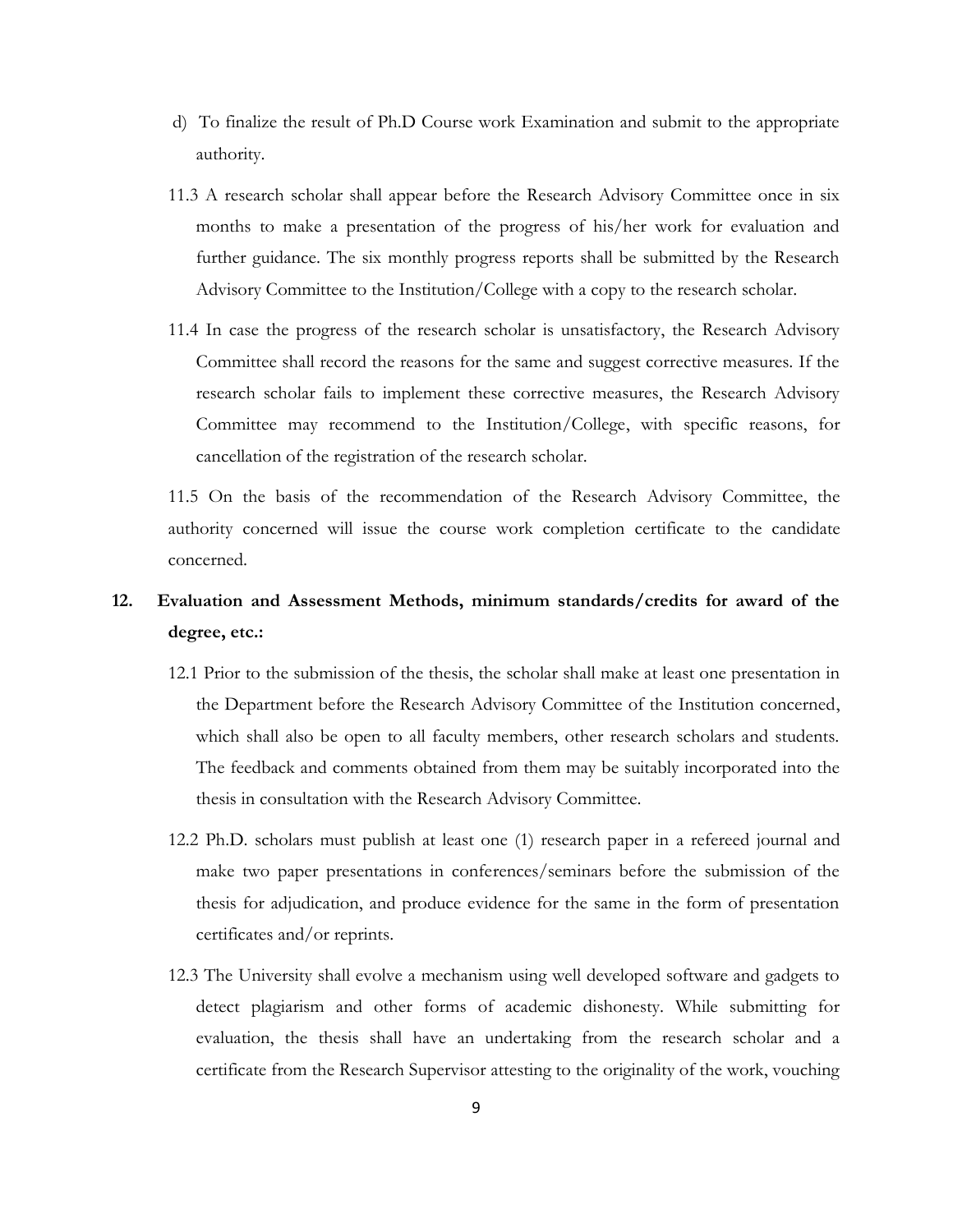d) To finalize the result of Ph.D Course work Examination and submit to the appropriate authority.

11.3 A research scholar shall appear before the Research Advisory Committee once in six months to make a presentation of the progress of his/her work for evaluation and further guidance. The six monthly progress reports shall be submitted by the Research Advisory Committee to the Institution/College with a copy to the research scholar.

11.4 In case the progress of the research scholar is unsatisfactory, the Research Advisory Committee shall record the reasons for the same and suggest corrective measures. If the research scholar fails to implement these corrective measures, the Research Advisory Committee may recommend to the Institution/College, with specific reasons, for cancellation of the registration of the research scholar.

11.5 On the basis of the recommendation of the Research Advisory Committee, the authority concerned will issue the course work completion certificate to the candidate concerned.

## 12. Evaluation and Assessment Methods, minimum standards/credits for award of the degree, etc.:

12.1 Prior to the submission of the thesis, the scholar shall make at least one presentation in the Department before the Research Advisory Committee of the Institution concerned, which shall also be open to all faculty members, other research scholars and students. The feedback and comments obtained from them may be suitably incorporated into the thesis in consultation with the Research Advisory Committee.

12.2 Ph.D. scholars must publish at least one (1) research paper in a refereed journal and make two paper presentations in conferences/seminars before the submission of the thesis for adjudication, and produce evidence for the same in the form of presentation certificates and/or reprints.

12.3 The University shall evolve a mechanism using well developed software and gadgets to detect plagiarism and other forms of academic dishonesty. While submitting for evaluation, the thesis shall have an undertaking from the research scholar and a certificate from the Research Supervisor attesting to the originality of the work, vouching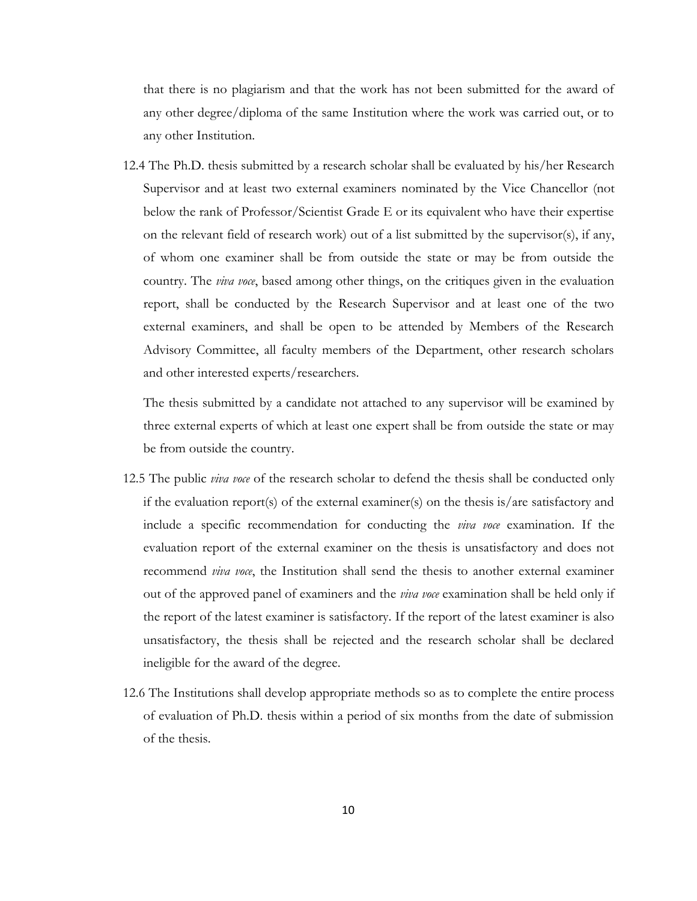that there is no plagiarism and that the work has not been submitted for the award of any other degree/diploma of the same Institution where the work was carried out, or to any other Institution.

12.4 The Ph.D. thesis submitted by a research scholar shall be evaluated by his/her Research Supervisor and at least two external examiners nominated by the Vice Chancellor (not below the rank of Professor/Scientist Grade E or its equivalent who have their expertise on the relevant field of research work) out of a list submitted by the supervisor(s), if any, of whom one examiner shall be from outside the state or may be from outside the country. The *viva voce*, based among other things, on the critiques given in the evaluation report, shall be conducted by the Research Supervisor and at least one of the two external examiners, and shall be open to be attended by Members of the Research Advisory Committee, all faculty members of the Department, other research scholars and other interested experts/researchers.

The thesis submitted by a candidate not attached to any supervisor will be examined by three external experts of which at least one expert shall be from outside the state or may be from outside the country.

12.5 The public *viva voce* of the research scholar to defend the thesis shall be conducted only if the evaluation report(s) of the external examiner(s) on the thesis is/are satisfactory and include a specific recommendation for conducting the *viva voce* examination. If the evaluation report of the external examiner on the thesis is unsatisfactory and does not recommend *viva voce*, the Institution shall send the thesis to another external examiner out of the approved panel of examiners and the *viva voce* examination shall be held only if the report of the latest examiner is satisfactory. If the report of the latest examiner is also unsatisfactory, the thesis shall be rejected and the research scholar shall be declared ineligible for the award of the degree.

12.6 The Institutions shall develop appropriate methods so as to complete the entire process of evaluation of Ph.D. thesis within a period of six months from the date of submission of the thesis.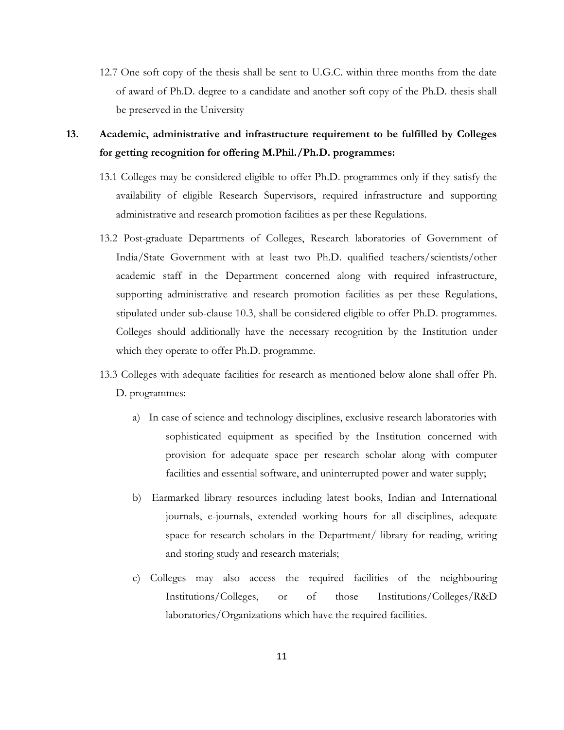12.7 One soft copy of the thesis shall be sent to U.G.C. within three months from the date of award of Ph.D. degree to a candidate and another soft copy of the Ph.D. thesis shall be preserved in the University

## 13. Academic, administrative and infrastructure requirement to be fulfilled by Colleges for getting recognition for offering M.Phil./Ph.D. programmes:

13.1 Colleges may be considered eligible to offer Ph.D. programmes only if they satisfy the availability of eligible Research Supervisors, required infrastructure and supporting administrative and research promotion facilities as per these Regulations.

13.2 Post-graduate Departments of Colleges, Research laboratories of Government of India/State Government with at least two Ph.D. qualified teachers/scientists/other academic staff in the Department concerned along with required infrastructure, supporting administrative and research promotion facilities as per these Regulations, stipulated under sub-clause 10.3, shall be considered eligible to offer Ph.D. programmes. Colleges should additionally have the necessary recognition by the Institution under which they operate to offer Ph.D. programme.

13.3 Colleges with adequate facilities for research as mentioned below alone shall offer Ph. D. programmes:

a) In case of science and technology disciplines, exclusive research laboratories with sophisticated equipment as specified by the Institution concerned with provision for adequate space per research scholar along with computer facilities and essential software, and uninterrupted power and water supply;

b) Earmarked library resources including latest books, Indian and International journals, e-journals, extended working hours for all disciplines, adequate space for research scholars in the Department/ library for reading, writing and storing study and research materials;

c) Colleges may also access the required facilities of the neighbouring Institutions/Colleges, or of those Institutions/Colleges/R&D laboratories/Organizations which have the required facilities.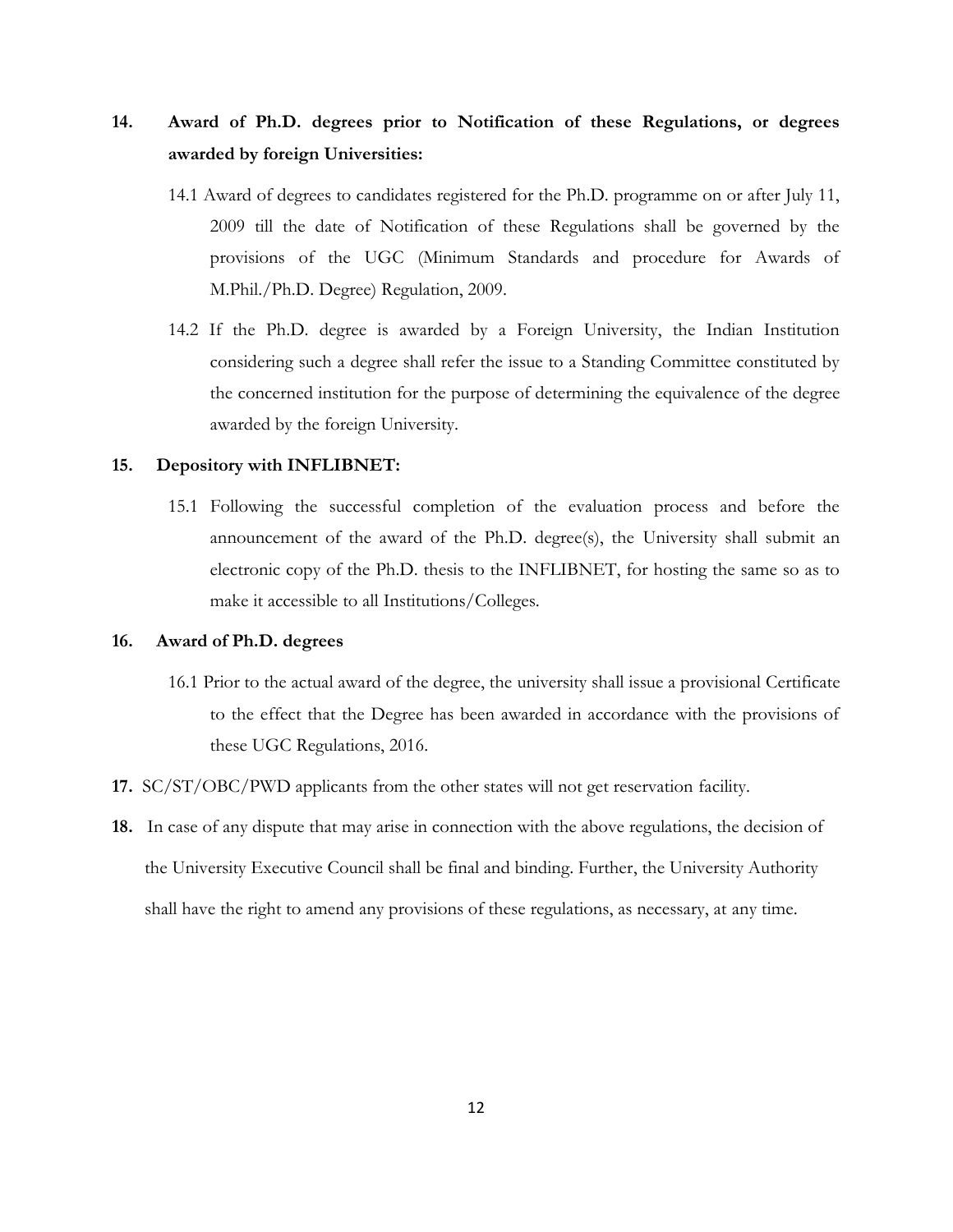**14. Award of Ph.D. degrees prior to Notification of these Regulations, or degrees awarded by foreign Universities:**

14.1 Award of degrees to candidates registered for the Ph.D. programme on or after July 11, 2009 till the date of Notification of these Regulations shall be governed by the provisions of the UGC (Minimum Standards and procedure for Awards of M.Phil./Ph.D. Degree) Regulation, 2009.

14.2 If the Ph.D. degree is awarded by a Foreign University, the Indian Institution considering such a degree shall refer the issue to a Standing Committee constituted by the concerned institution for the purpose of determining the equivalence of the degree awarded by the foreign University.

**15. Depository with INFLIBNET:**

15.1 Following the successful completion of the evaluation process and before the announcement of the award of the Ph.D. degree(s), the University shall submit an electronic copy of the Ph.D. thesis to the INFLIBNET, for hosting the same so as to make it accessible to all Institutions/Colleges.

**16. Award of Ph.D. degrees**

16.1 Prior to the actual award of the degree, the university shall issue a provisional Certificate to the effect that the Degree has been awarded in accordance with the provisions of these UGC Regulations, 2016.

**17.** SC/ST/OBC/PWD applicants from the other states will not get reservation facility.

**18.** In case of any dispute that may arise in connection with the above regulations, the decision of the University Executive Council shall be final and binding. Further, the University Authority shall have the right to amend any provisions of these regulations, as necessary, at any time.